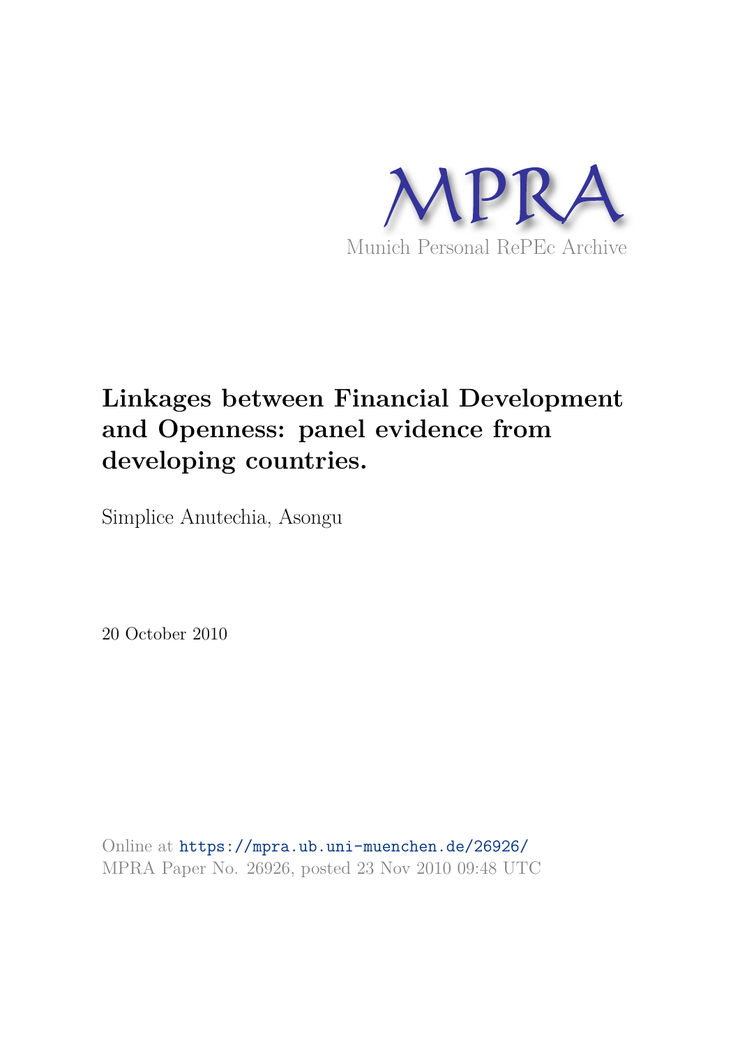MPRA

Munich Personal RePEc Archive

# Linkages between Financial Development and Openness: panel evidence from developing countries.

Simplice Anutechia, Asongu

20 October 2010

Online at https://mpra.ub.uni-muenchen.de/26926/
MPRA Paper No. 26926, posted 23 Nov 2010 09:48 UTC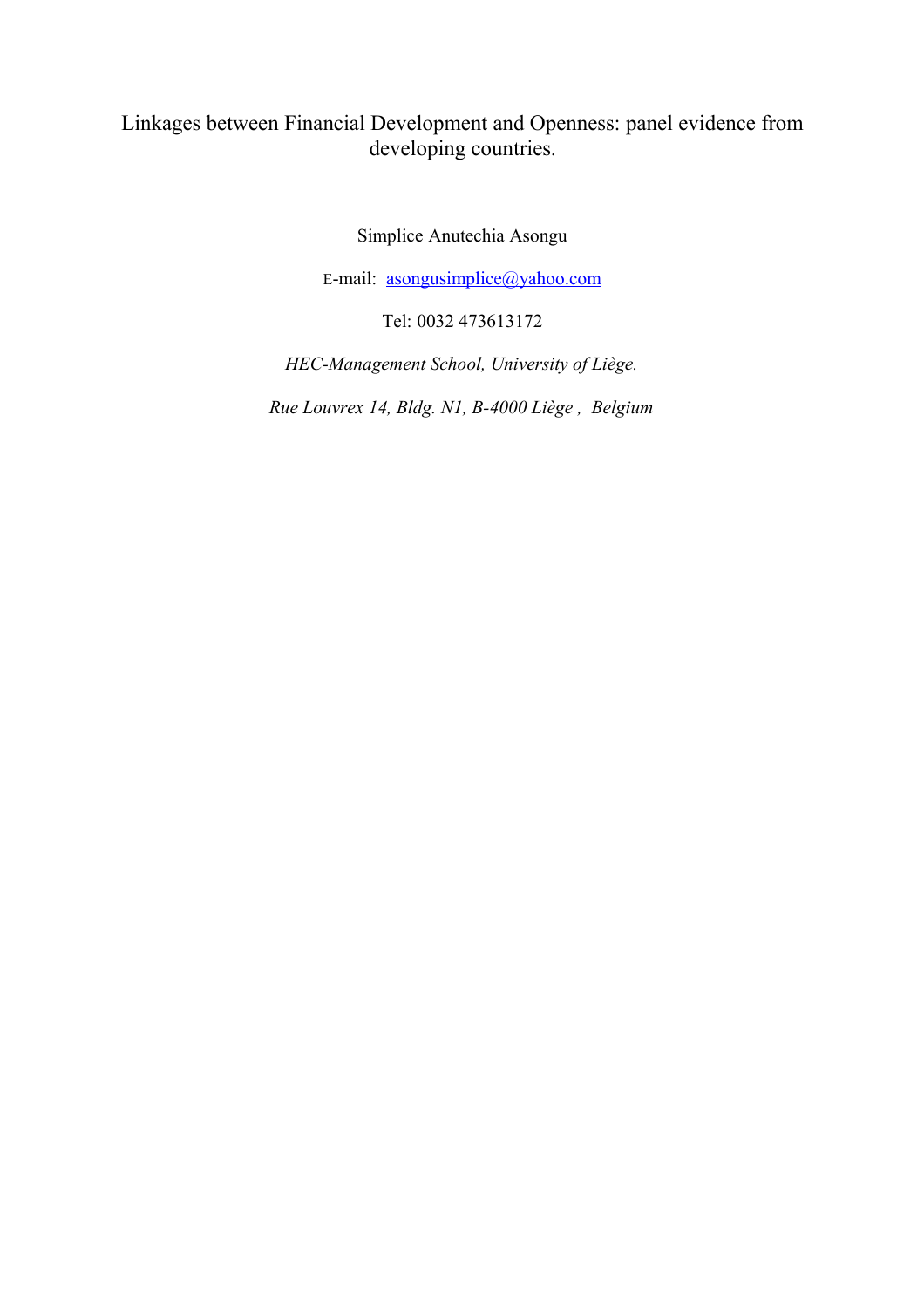# Linkages between Financial Development and Openness: panel evidence from developing countries.

Simplice Anutechia Asongu

E-mail: [asongusimplice@yahoo.com](mailto:asongusimplice@yahoo.com)

Tel: 0032 473613172

*HEC-Management School, University of Liège.*

*Rue Louvrex 14, Bldg. N1, B-4000 Liège , Belgium*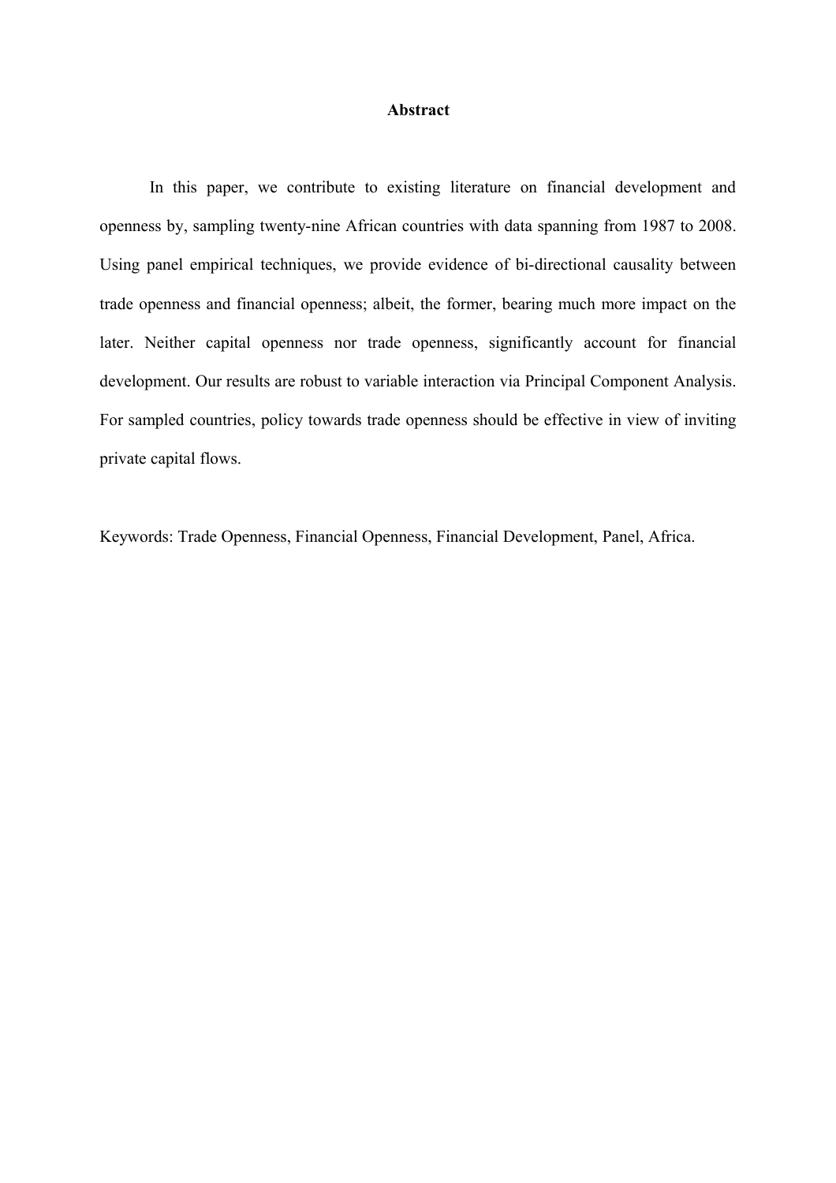**Abstract**

In this paper, we contribute to existing literature on financial development and openness by, sampling twenty-nine African countries with data spanning from 1987 to 2008. Using panel empirical techniques, we provide evidence of bi-directional causality between trade openness and financial openness; albeit, the former, bearing much more impact on the later. Neither capital openness nor trade openness, significantly account for financial development. Our results are robust to variable interaction via Principal Component Analysis. For sampled countries, policy towards trade openness should be effective in view of inviting private capital flows.

Keywords: Trade Openness, Financial Openness, Financial Development, Panel, Africa.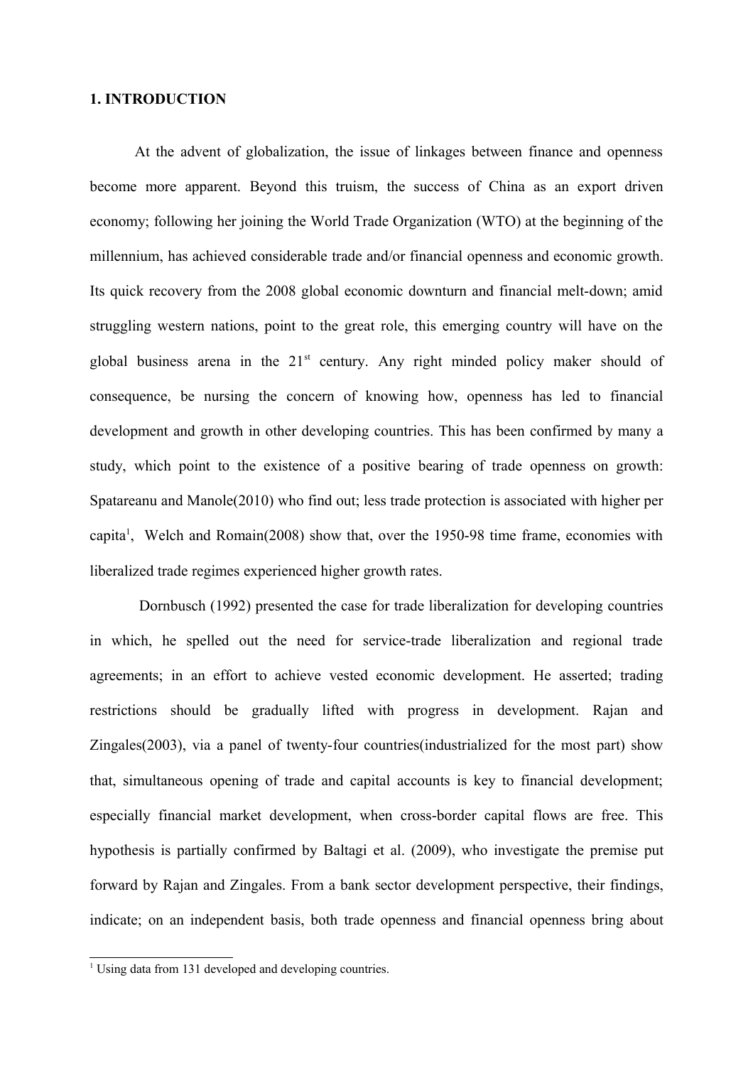# 1. INTRODUCTION

At the advent of globalization, the issue of linkages between finance and openness become more apparent. Beyond this truism, the success of China as an export driven economy; following her joining the World Trade Organization (WTO) at the beginning of the millennium, has achieved considerable trade and/or financial openness and economic growth. Its quick recovery from the 2008 global economic downturn and financial melt-down; amid struggling western nations, point to the great role, this emerging country will have on the global business arena in the 21st century. Any right minded policy maker should of consequence, be nursing the concern of knowing how, openness has led to financial development and growth in other developing countries. This has been confirmed by many a study, which point to the existence of a positive bearing of trade openness on growth: Spatareanu and Manole(2010) who find out; less trade protection is associated with higher per capita[1], Welch and Romain(2008) show that, over the 1950-98 time frame, economies with liberalized trade regimes experienced higher growth rates.

Dornbusch (1992) presented the case for trade liberalization for developing countries in which, he spelled out the need for service-trade liberalization and regional trade agreements; in an effort to achieve vested economic development. He asserted; trading restrictions should be gradually lifted with progress in development. Rajan and Zingales(2003), via a panel of twenty-four countries(industrialized for the most part) show that, simultaneous opening of trade and capital accounts is key to financial development; especially financial market development, when cross-border capital flows are free. This hypothesis is partially confirmed by Baltagi et al. (2009), who investigate the premise put forward by Rajan and Zingales. From a bank sector development perspective, their findings, indicate; on an independent basis, both trade openness and financial openness bring about

[1] Using data from 131 developed and developing countries.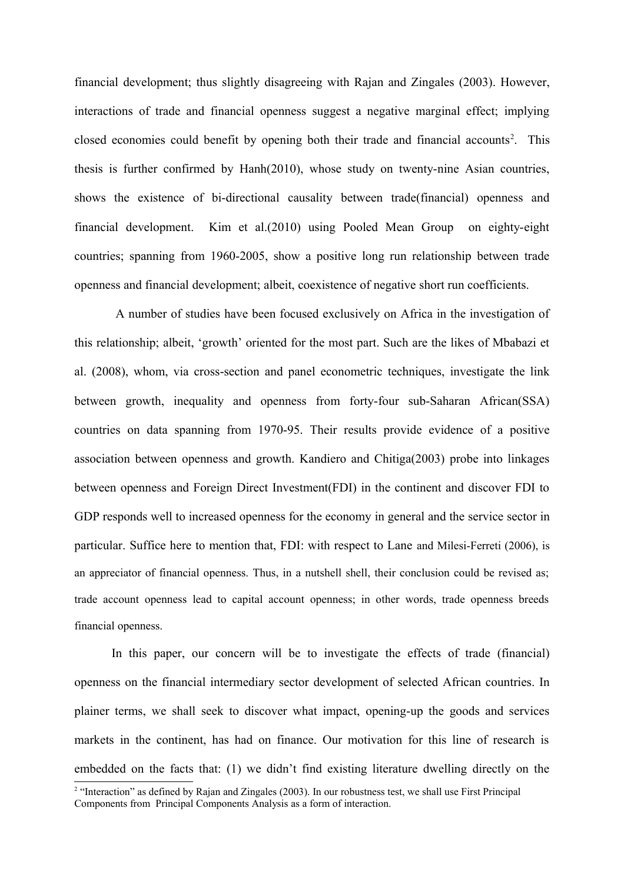financial development; thus slightly disagreeing with Rajan and Zingales (2003). However, interactions of trade and financial openness suggest a negative marginal effect; implying closed economies could benefit by opening both their trade and financial accounts[2]. This thesis is further confirmed by Hanh(2010), whose study on twenty-nine Asian countries, shows the existence of bi-directional causality between trade(financial) openness and financial development. Kim et al.(2010) using Pooled Mean Group on eighty-eight countries; spanning from 1960-2005, show a positive long run relationship between trade openness and financial development; albeit, coexistence of negative short run coefficients.

A number of studies have been focused exclusively on Africa in the investigation of this relationship; albeit, 'growth' oriented for the most part. Such are the likes of Mbabazi et al. (2008), whom, via cross-section and panel econometric techniques, investigate the link between growth, inequality and openness from forty-four sub-Saharan African(SSA) countries on data spanning from 1970-95. Their results provide evidence of a positive association between openness and growth. Kandiero and Chitiga(2003) probe into linkages between openness and Foreign Direct Investment(FDI) in the continent and discover FDI to GDP responds well to increased openness for the economy in general and the service sector in particular. Suffice here to mention that, FDI: with respect to Lane and Milesi-Ferreti (2006), is an appreciator of financial openness. Thus, in a nutshell shell, their conclusion could be revised as; trade account openness lead to capital account openness; in other words, trade openness breeds financial openness.

In this paper, our concern will be to investigate the effects of trade (financial) openness on the financial intermediary sector development of selected African countries. In plainer terms, we shall seek to discover what impact, opening-up the goods and services markets in the continent, has had on finance. Our motivation for this line of research is embedded on the facts that: (1) we didn't find existing literature dwelling directly on the

[2] "Interaction" as defined by Rajan and Zingales (2003). In our robustness test, we shall use First Principal Components from Principal Components Analysis as a form of interaction.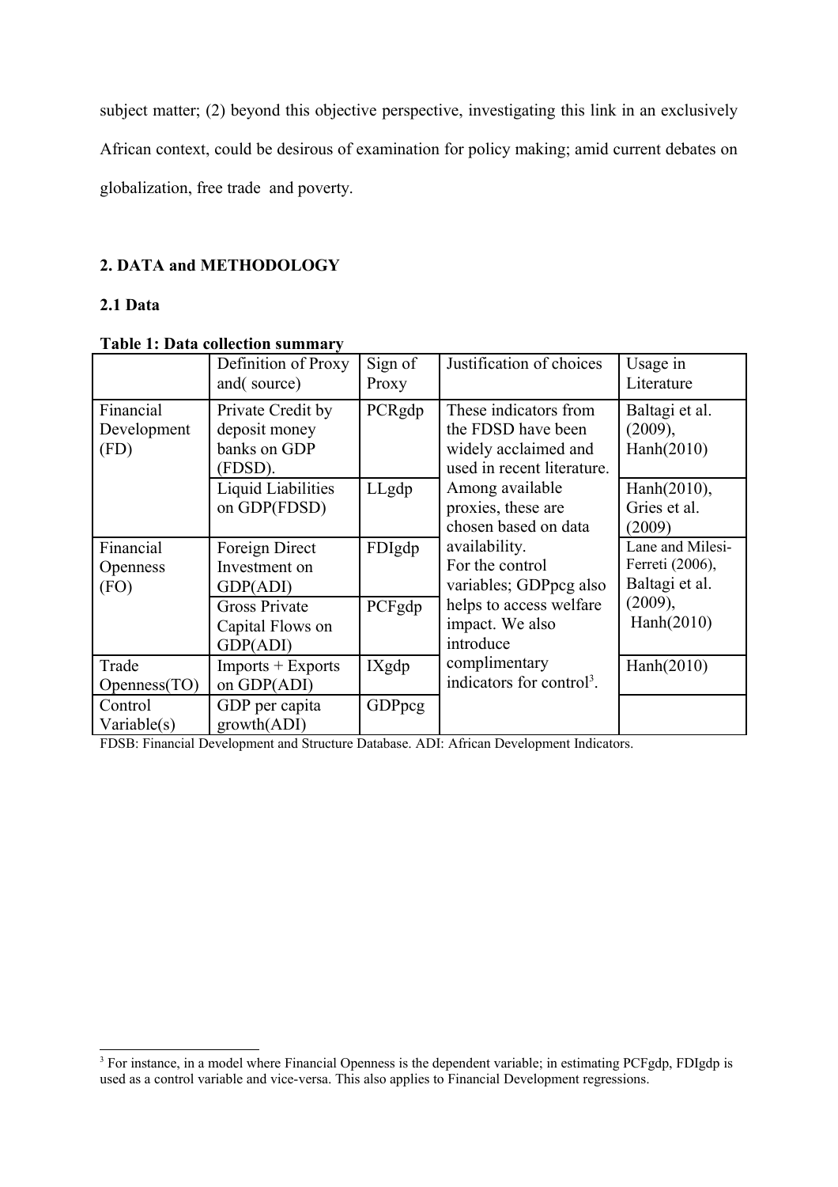subject matter; (2) beyond this objective perspective, investigating this link in an exclusively African context, could be desirous of examination for policy making; amid current debates on globalization, free trade and poverty.

## 2. DATA and METHODOLOGY

### 2.1 Data

**Table 1: Data collection summary**

| | Definition of Proxy and( source) | Sign of Proxy | Justification of choices | Usage in Literature |
|---|---|---|---|---|
| Financial Development (FD) | Private Credit by deposit money banks on GDP (FDSD). | PCRgdp | These indicators from the FDSD have been widely acclaimed and used in recent literature. Among available proxies, these are chosen based on data availability. For the control variables; GDPpcg also helps to access welfare impact. We also introduce complimentary indicators for control[3]. | Baltagi et al. (2009), Hanh(2010) |
| | Liquid Liabilities on GDP(FDSD) | LLgdp | | Hanh(2010), Gries et al. (2009) |
| Financial Openness (FO) | Foreign Direct Investment on GDP(ADI) | FDIgdp | | Lane and Milesi-Ferreti (2006), Baltagi et al. (2009), Hanh(2010) |
| | Gross Private Capital Flows on GDP(ADI) | PCFgdp | | |
| Trade Openness(TO) | Imports + Exports on GDP(ADI) | IXgdp | | Hanh(2010) |
| Control Variable(s) | GDP per capita growth(ADI) | GDPpcg | | |

FDSB: Financial Development and Structure Database. ADI: African Development Indicators.

[3] For instance, in a model where Financial Openness is the dependent variable; in estimating PCFgdp, FDIgdp is used as a control variable and vice-versa. This also applies to Financial Development regressions.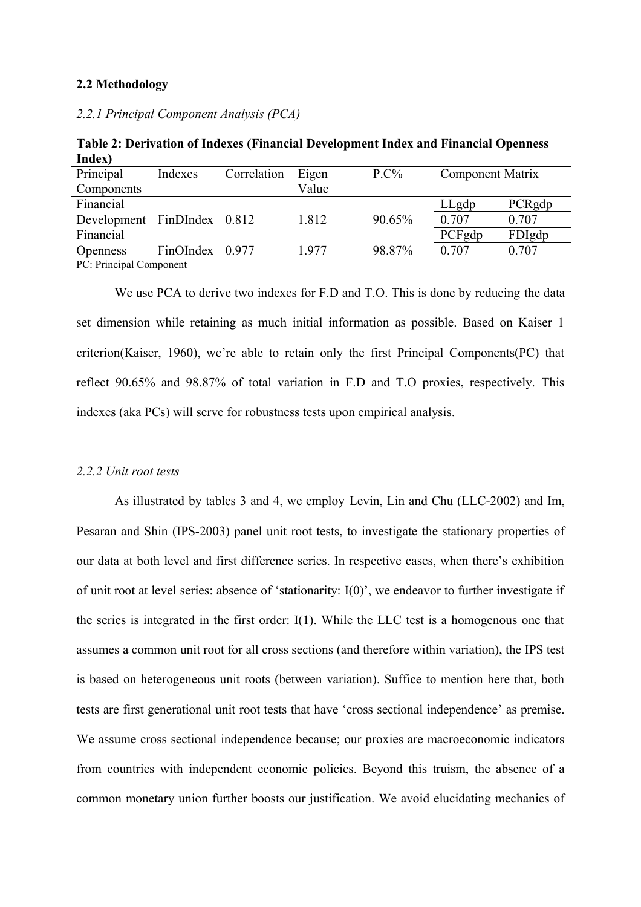### 2.2 Methodology

*2.2.1 Principal Component Analysis (PCA)*

**Table 2: Derivation of Indexes (Financial Development Index and Financial Openness Index)**

| Principal Components | Indexes | Correlation | Eigen Value | P.C% | Component Matrix | |
|---|---|---|---|---|---|---|
| | | | | | LLgdp | PCRgdp |
| Financial Development | FinDIndex | 0.812 | 1.812 | 90.65% | 0.707 | 0.707 |
| | | | | | PCFgdp | FDIgdp |
| Financial Openness | FinOIndex | 0.977 | 1.977 | 98.87% | 0.707 | 0.707 |

PC: Principal Component

We use PCA to derive two indexes for F.D and T.O. This is done by reducing the data set dimension while retaining as much initial information as possible. Based on Kaiser 1 criterion(Kaiser, 1960), we're able to retain only the first Principal Components(PC) that reflect 90.65% and 98.87% of total variation in F.D and T.O proxies, respectively. This indexes (aka PCs) will serve for robustness tests upon empirical analysis.

*2.2.2 Unit root tests*

As illustrated by tables 3 and 4, we employ Levin, Lin and Chu (LLC-2002) and Im, Pesaran and Shin (IPS-2003) panel unit root tests, to investigate the stationary properties of our data at both level and first difference series. In respective cases, when there's exhibition of unit root at level series: absence of 'stationarity: I(0)', we endeavor to further investigate if the series is integrated in the first order: I(1). While the LLC test is a homogenous one that assumes a common unit root for all cross sections (and therefore within variation), the IPS test is based on heterogeneous unit roots (between variation). Suffice to mention here that, both tests are first generational unit root tests that have 'cross sectional independence' as premise. We assume cross sectional independence because; our proxies are macroeconomic indicators from countries with independent economic policies. Beyond this truism, the absence of a common monetary union further boosts our justification. We avoid elucidating mechanics of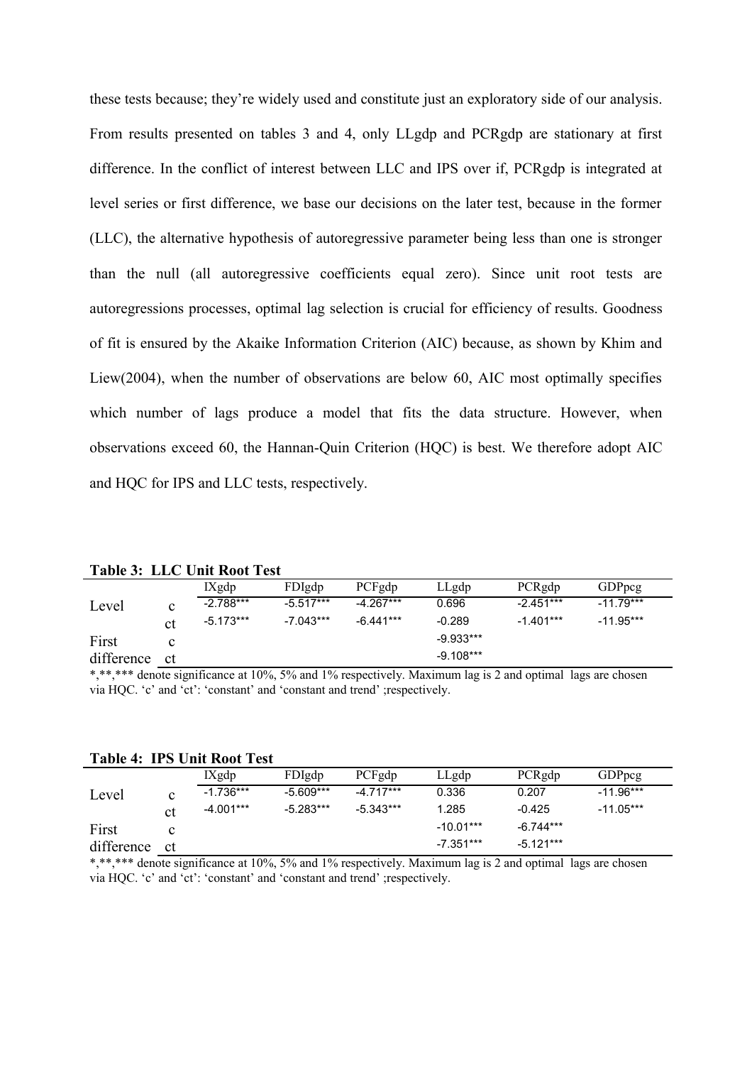these tests because; they're widely used and constitute just an exploratory side of our analysis. From results presented on tables 3 and 4, only LLgdp and PCRgdp are stationary at first difference. In the conflict of interest between LLC and IPS over if, PCRgdp is integrated at level series or first difference, we base our decisions on the later test, because in the former (LLC), the alternative hypothesis of autoregressive parameter being less than one is stronger than the null (all autoregressive coefficients equal zero). Since unit root tests are autoregressions processes, optimal lag selection is crucial for efficiency of results. Goodness of fit is ensured by the Akaike Information Criterion (AIC) because, as shown by Khim and Liew(2004), when the number of observations are below 60, AIC most optimally specifies which number of lags produce a model that fits the data structure. However, when observations exceed 60, the Hannan-Quin Criterion (HQC) is best. We therefore adopt AIC and HQC for IPS and LLC tests, respectively.

**Table 3: LLC Unit Root Test**

| | | IXgdp | FDIgdp | PCFgdp | LLgdp | PCRgdp | GDPpcg |
|---|---|---|---|---|---|---|---|
| Level | c | -2.788*** | -5.517*** | -4.267*** | 0.696 | -2.451*** | -11.79*** |
| | ct | -5.173*** | -7.043*** | -6.441*** | -0.289 | -1.401*** | -11.95*** |
| First | c | | | | -9.933*** | | |
| difference | ct | | | | -9.108*** | | |

*,**,*** denote significance at 10%, 5% and 1% respectively. Maximum lag is 2 and optimal lags are chosen via HQC. 'c' and 'ct': 'constant' and 'constant and trend' ;respectively.

**Table 4: IPS Unit Root Test**

| | | IXgdp | FDIgdp | PCFgdp | LLgdp | PCRgdp | GDPpcg |
|---|---|---|---|---|---|---|---|
| Level | c | -1.736*** | -5.609*** | -4.717*** | 0.336 | 0.207 | -11.96*** |
| | ct | -4.001*** | -5.283*** | -5.343*** | 1.285 | -0.425 | -11.05*** |
| First | c | | | | -10.01*** | -6.744*** | |
| difference | ct | | | | -7.351*** | -5.121*** | |

*,**,*** denote significance at 10%, 5% and 1% respectively. Maximum lag is 2 and optimal lags are chosen via HQC. 'c' and 'ct': 'constant' and 'constant and trend' ;respectively.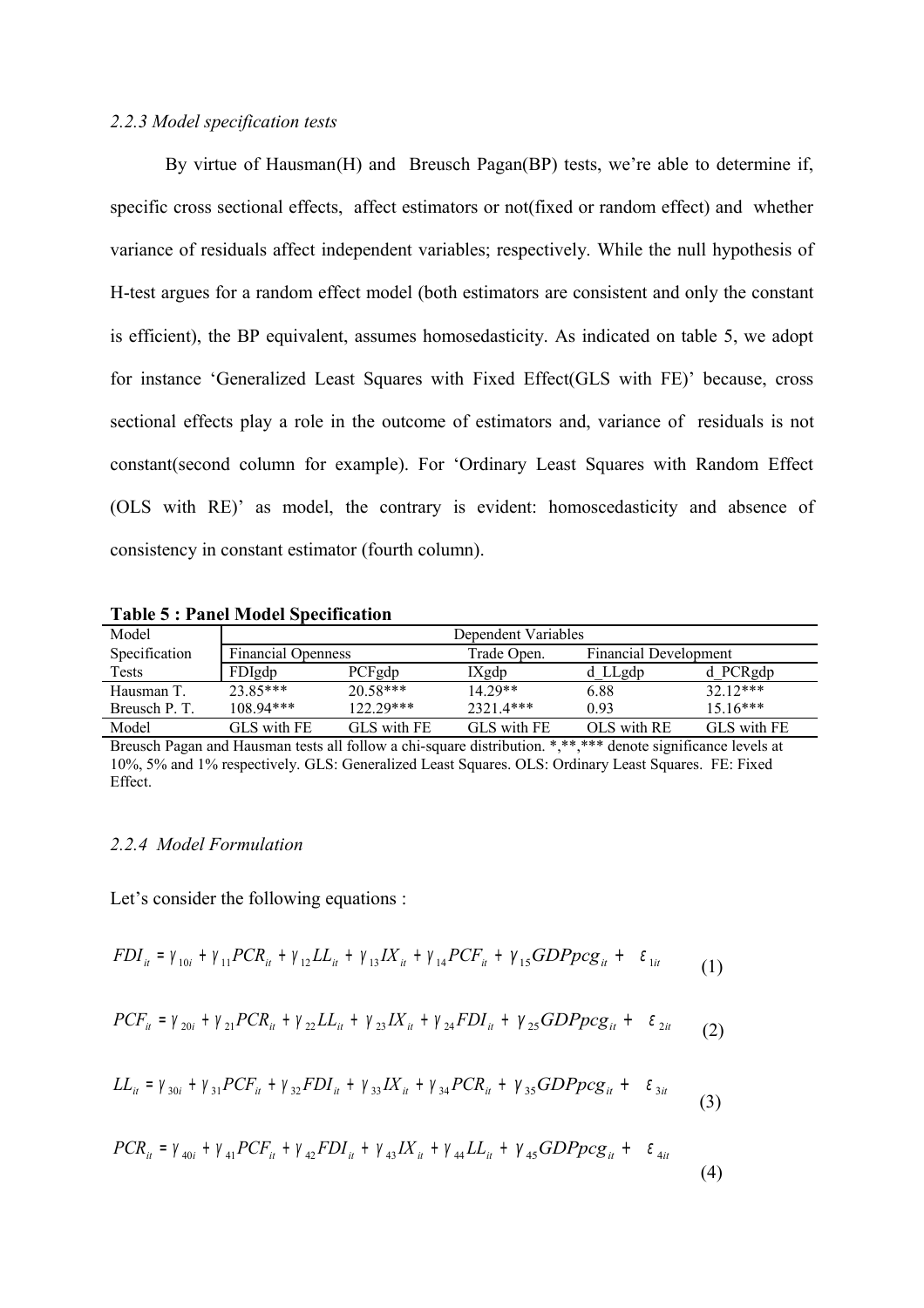*2.2.3 Model specification tests*

By virtue of Hausman(H) and Breusch Pagan(BP) tests, we're able to determine if, specific cross sectional effects, affect estimators or not(fixed or random effect) and whether variance of residuals affect independent variables; respectively. While the null hypothesis of H-test argues for a random effect model (both estimators are consistent and only the constant is efficient), the BP equivalent, assumes homosedasticity. As indicated on table 5, we adopt for instance 'Generalized Least Squares with Fixed Effect(GLS with FE)' because, cross sectional effects play a role in the outcome of estimators and, variance of residuals is not constant(second column for example). For 'Ordinary Least Squares with Random Effect (OLS with RE)' as model, the contrary is evident: homoscedasticity and absence of consistency in constant estimator (fourth column).

**Table 5 : Panel Model Specification**

| Model | Dependent Variables | | | | |
|---|---|---|---|---|---|
| Specification | Financial Openness | | Trade Open. | Financial Development | |
| Tests | FDIgdp | PCFgdp | IXgdp | d_LLgdp | d_PCRgdp |
| Hausman T. | 23.85*** | 20.58*** | 14.29** | 6.88 | 32.12*** |
| Breusch P. T. | 108.94*** | 122.29*** | 2321.4*** | 0.93 | 15.16*** |
| Model | GLS with FE | GLS with FE | GLS with FE | OLS with RE | GLS with FE |

Breusch Pagan and Hausman tests all follow a chi-square distribution. *,**,*** denote significance levels at 10%, 5% and 1% respectively. GLS: Generalized Least Squares. OLS: Ordinary Least Squares. FE: Fixed Effect.

*2.2.4 Model Formulation*

Let's consider the following equations :

$$FDI_{it} = \gamma_{10i} + \gamma_{11}PCR_{it} + \gamma_{12}LL_{it} + \gamma_{13}IX_{it} + \gamma_{14}PCF_{it} + \gamma_{15}GDPpcg_{it} + \varepsilon_{1it} \quad (1)$$

$$PCF_{it} = \gamma_{20i} + \gamma_{21}PCR_{it} + \gamma_{22}LL_{it} + \gamma_{23}IX_{it} + \gamma_{24}FDI_{it} + \gamma_{25}GDPpcg_{it} + \varepsilon_{2it} \quad (2)$$

$$LL_{it} = \gamma_{30i} + \gamma_{31}PCF_{it} + \gamma_{32}FDI_{it} + \gamma_{33}IX_{it} + \gamma_{34}PCR_{it} + \gamma_{35}GDPpcg_{it} + \varepsilon_{3it} \quad (3)$$

$$PCR_{it} = \gamma_{40i} + \gamma_{41}PCF_{it} + \gamma_{42}FDI_{it} + \gamma_{43}IX_{it} + \gamma_{44}LL_{it} + \gamma_{45}GDPpcg_{it} + \varepsilon_{4it} \quad (4)$$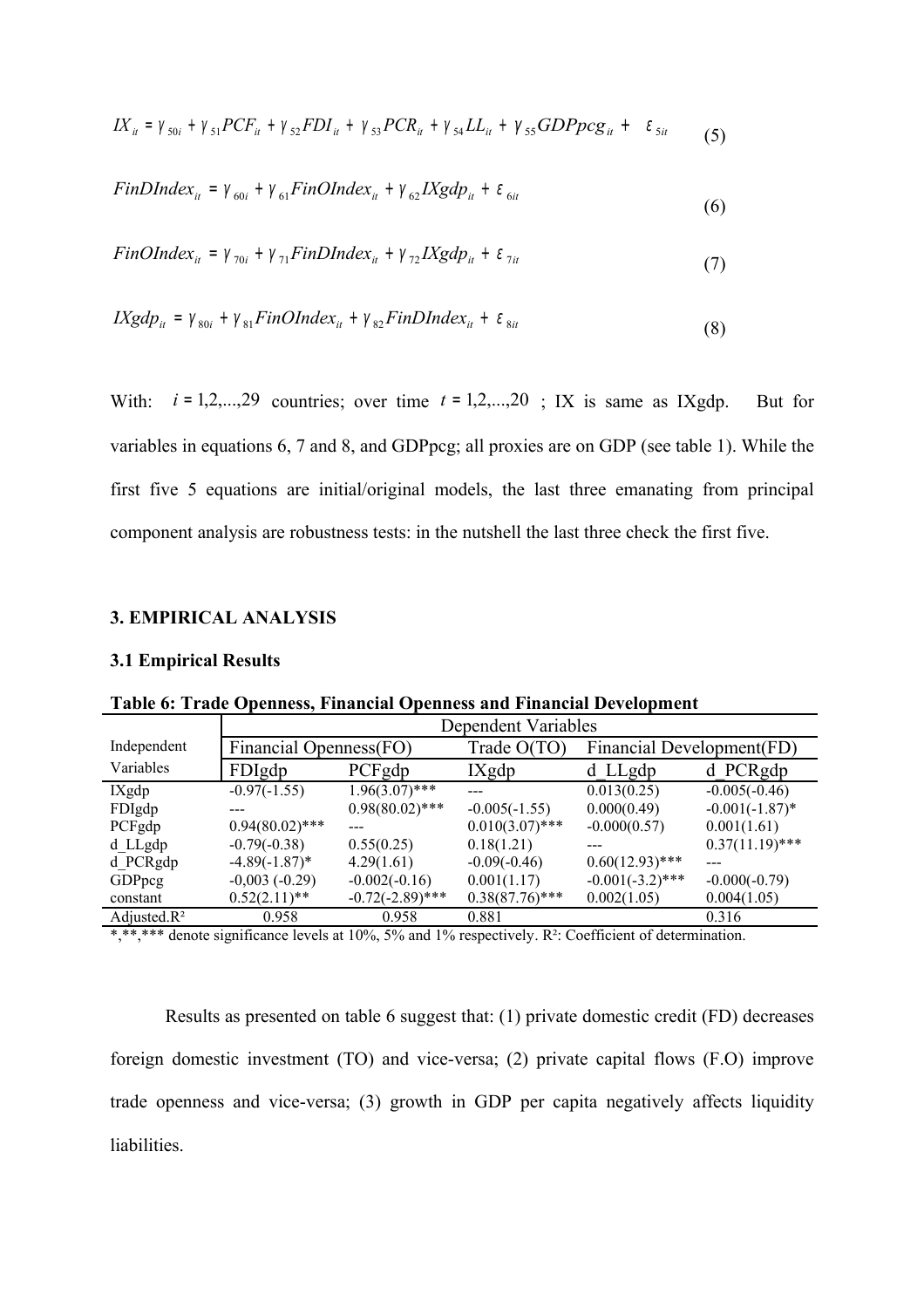$$IX_{it} = \gamma_{50i} + \gamma_{51}PCF_{it} + \gamma_{52}FDI_{it} + \gamma_{53}PCR_{it} + \gamma_{54}LL_{it} + \gamma_{55}GDPpcg_{it} + \varepsilon_{5it} \quad (5)$$

$$FinDIndex_{it} = \gamma_{60i} + \gamma_{61}FinOIndex_{it} + \gamma_{62}IXgdp_{it} + \varepsilon_{6it} \quad (6)$$

$$FinOIndex_{it} = \gamma_{70i} + \gamma_{71}FinDIndex_{it} + \gamma_{72}IXgdp_{it} + \varepsilon_{7it} \quad (7)$$

$$IXgdp_{it} = \gamma_{80i} + \gamma_{81}FinOIndex_{it} + \gamma_{82}FinDIndex_{it} + \varepsilon_{8it} \quad (8)$$

With: $i = 1,2,...,29$ countries; over time $t = 1,2,...,20$ ; IX is same as IXgdp. But for variables in equations 6, 7 and 8, and GDPpcg; all proxies are on GDP (see table 1). While the first five 5 equations are initial/original models, the last three emanating from principal component analysis are robustness tests: in the nutshell the last three check the first five.

## 3. EMPIRICAL ANALYSIS

### 3.1 Empirical Results

**Table 6: Trade Openness, Financial Openness and Financial Development**

| Independent Variables | Dependent Variables | | | | |
|---|---|---|---|---|---|
| | Financial Openness(FO) | | Trade O(TO) | Financial Development(FD) | |
| | FDIgdp | PCFgdp | IXgdp | d_LLgdp | d_PCRgdp |
| IXgdp | -0.97(-1.55) | 1.96(3.07)*** | --- | 0.013(0.25) | -0.005(-0.46) |
| FDIgdp | --- | 0.98(80.02)*** | -0.005(-1.55) | 0.000(0.49) | -0.001(-1.87)* |
| PCFgdp | 0.94(80.02)*** | --- | 0.010(3.07)*** | -0.000(0.57) | 0.001(1.61) |
| d_LLgdp | -0.79(-0.38) | 0.55(0.25) | 0.18(1.21) | --- | 0.37(11.19)*** |
| d_PCRgdp | -4.89(-1.87)* | 4.29(1.61) | -0.09(-0.46) | 0.60(12.93)*** | --- |
| GDPpcg | -0,003 (-0.29) | -0.002(-0.16) | 0.001(1.17) | -0.001(-3.2)*** | -0.000(-0.79) |
| constant | 0.52(2.11)** | -0.72(-2.89)*** | 0.38(87.76)*** | 0.002(1.05) | 0.004(1.05) |
| Adjusted.R² | 0.958 | 0.958 | 0.881 | | 0.316 |

*,**,*** denote significance levels at 10%, 5% and 1% respectively. R²: Coefficient of determination.

Results as presented on table 6 suggest that: (1) private domestic credit (FD) decreases foreign domestic investment (TO) and vice-versa; (2) private capital flows (F.O) improve trade openness and vice-versa; (3) growth in GDP per capita negatively affects liquidity liabilities.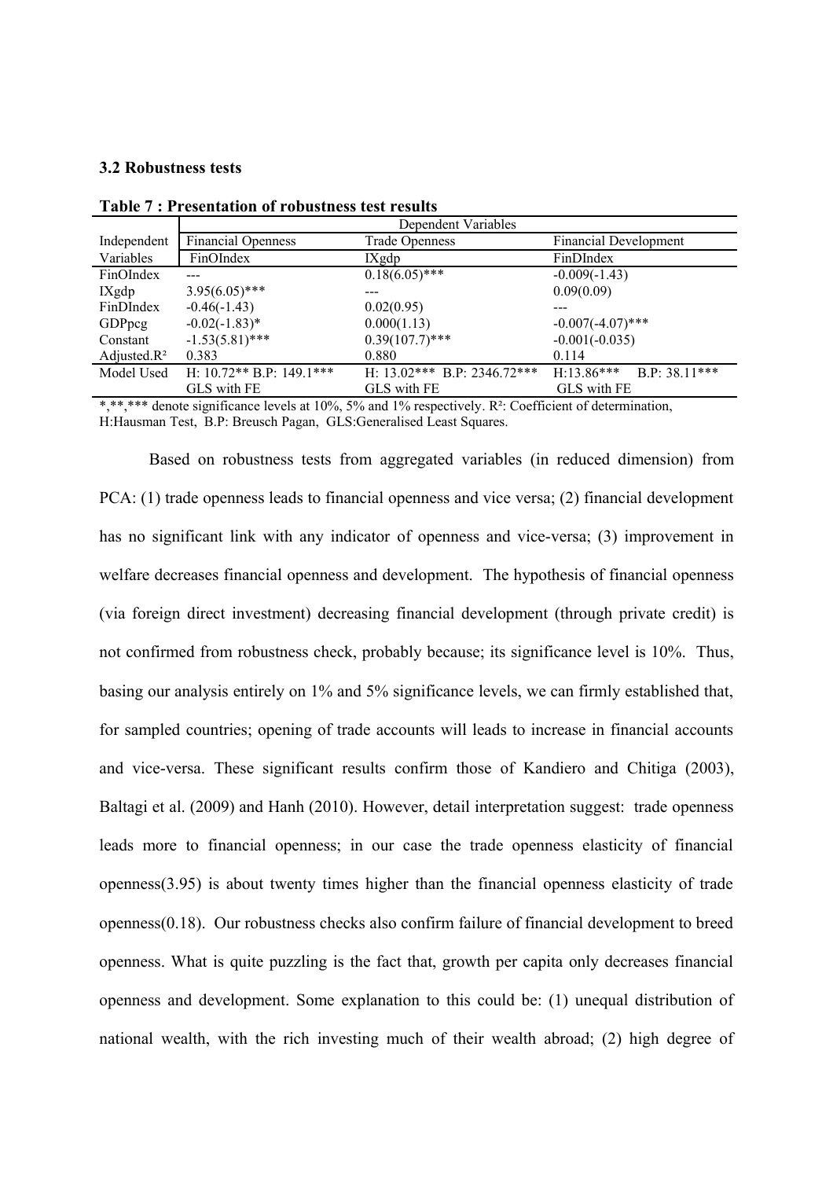### 3.2 Robustness tests

**Table 7 : Presentation of robustness test results**

| | Dependent Variables | | |
|---|---|---|---|
| Independent | Financial Openness | Trade Openness | Financial Development |
| Variables | FinOIndex | IXgdp | FinDIndex |
| FinOIndex | --- | 0.18(6.05)*** | -0.009(-1.43) |
| IXgdp | 3.95(6.05)*** | --- | 0.09(0.09) |
| FinDIndex | -0.46(-1.43) | 0.02(0.95) | --- |
| GDPpcg | -0.02(-1.83)* | 0.000(1.13) | -0.007(-4.07)*** |
| Constant | -1.53(5.81)*** | 0.39(107.7)*** | -0.001(-0.035) |
| Adjusted.$R^2$ | 0.383 | 0.880 | 0.114 |
| Model Used | H: 10.72** B.P: 149.1*** GLS with FE | H: 13.02*** B.P: 2346.72*** GLS with FE | H:13.86*** B.P: 38.11*** GLS with FE |

*,**,*** denote significance levels at 10%, 5% and 1% respectively. $R^2$: Coefficient of determination, H:Hausman Test, B.P: Breusch Pagan, GLS:Generalised Least Squares.

Based on robustness tests from aggregated variables (in reduced dimension) from PCA: (1) trade openness leads to financial openness and vice versa; (2) financial development has no significant link with any indicator of openness and vice-versa; (3) improvement in welfare decreases financial openness and development. The hypothesis of financial openness (via foreign direct investment) decreasing financial development (through private credit) is not confirmed from robustness check, probably because; its significance level is 10%. Thus, basing our analysis entirely on 1% and 5% significance levels, we can firmly established that, for sampled countries; opening of trade accounts will leads to increase in financial accounts and vice-versa. These significant results confirm those of Kandiero and Chitiga (2003), Baltagi et al. (2009) and Hanh (2010). However, detail interpretation suggest: trade openness leads more to financial openness; in our case the trade openness elasticity of financial openness(3.95) is about twenty times higher than the financial openness elasticity of trade openness(0.18). Our robustness checks also confirm failure of financial development to breed openness. What is quite puzzling is the fact that, growth per capita only decreases financial openness and development. Some explanation to this could be: (1) unequal distribution of national wealth, with the rich investing much of their wealth abroad; (2) high degree of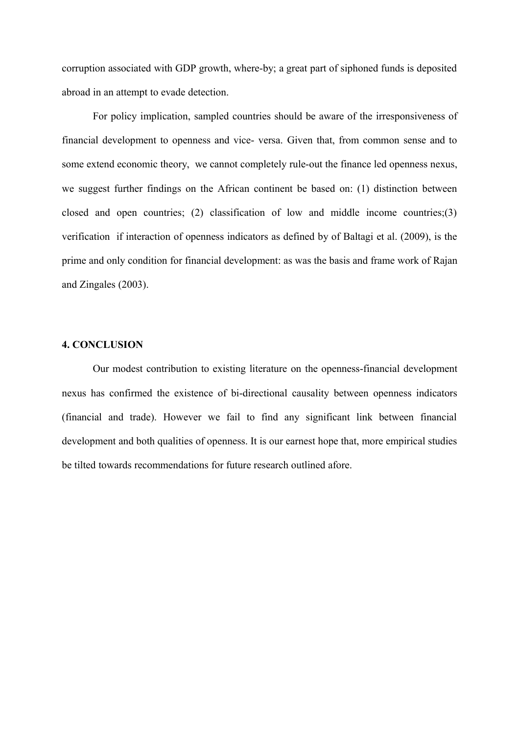corruption associated with GDP growth, where-by; a great part of siphoned funds is deposited abroad in an attempt to evade detection.

For policy implication, sampled countries should be aware of the irresponsiveness of financial development to openness and vice- versa. Given that, from common sense and to some extend economic theory, we cannot completely rule-out the finance led openness nexus, we suggest further findings on the African continent be based on: (1) distinction between closed and open countries; (2) classification of low and middle income countries;(3) verification if interaction of openness indicators as defined by of Baltagi et al. (2009), is the prime and only condition for financial development: as was the basis and frame work of Rajan and Zingales (2003).

## 4. CONCLUSION

Our modest contribution to existing literature on the openness-financial development nexus has confirmed the existence of bi-directional causality between openness indicators (financial and trade). However we fail to find any significant link between financial development and both qualities of openness. It is our earnest hope that, more empirical studies be tilted towards recommendations for future research outlined afore.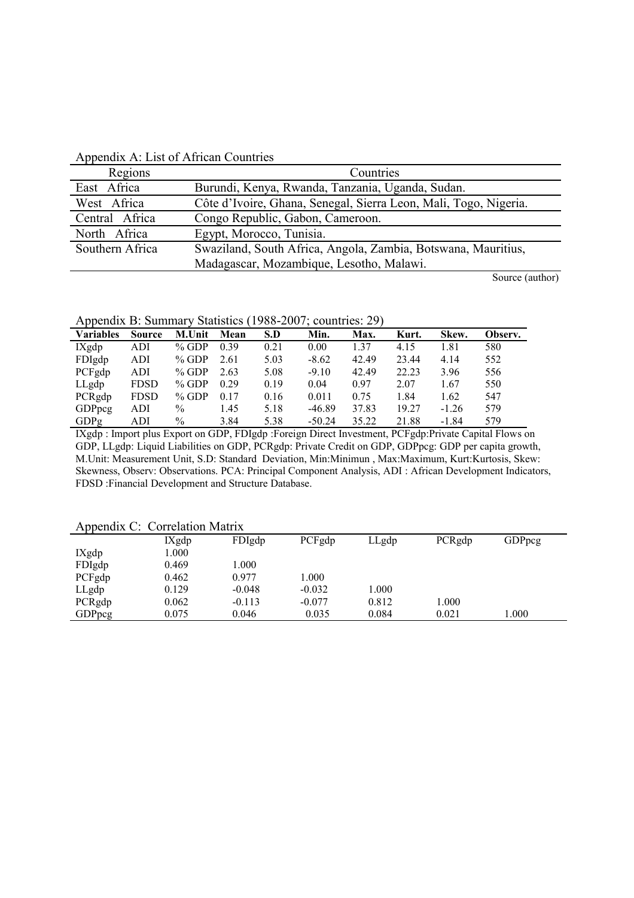Appendix A: List of African Countries

| Regions | Countries |
|---|---|
| East Africa | Burundi, Kenya, Rwanda, Tanzania, Uganda, Sudan. |
| West Africa | Côte d'Ivoire, Ghana, Senegal, Sierra Leon, Mali, Togo, Nigeria. |
| Central Africa | Congo Republic, Gabon, Cameroon. |
| North Africa | Egypt, Morocco, Tunisia. |
| Southern Africa | Swaziland, South Africa, Angola, Zambia, Botswana, Mauritius, Madagascar, Mozambique, Lesotho, Malawi. |

Source (author)

Appendix B: Summary Statistics (1988-2007; countries: 29)

| Variables | Source | M.Unit | Mean | S.D | Min. | Max. | Kurt. | Skew. | Observ. |
|---|---|---|---|---|---|---|---|---|---|
| IXgdp | ADI | % GDP | 0.39 | 0.21 | 0.00 | 1.37 | 4.15 | 1.81 | 580 |
| FDIgdp | ADI | % GDP | 2.61 | 5.03 | -8.62 | 42.49 | 23.44 | 4.14 | 552 |
| PCFgdp | ADI | % GDP | 2.63 | 5.08 | -9.10 | 42.49 | 22.23 | 3.96 | 556 |
| LLgdp | FDSD | % GDP | 0.29 | 0.19 | 0.04 | 0.97 | 2.07 | 1.67 | 550 |
| PCRgdp | FDSD | % GDP | 0.17 | 0.16 | 0.011 | 0.75 | 1.84 | 1.62 | 547 |
| GDPpcg | ADI | % | 1.45 | 5.18 | -46.89 | 37.83 | 19.27 | -1.26 | 579 |
| GDPg | ADI | % | 3.84 | 5.38 | -50.24 | 35.22 | 21.88 | -1.84 | 579 |

IXgdp : Import plus Export on GDP, FDIgdp :Foreign Direct Investment, PCFgdp:Private Capital Flows on GDP, LLgdp: Liquid Liabilities on GDP, PCRgdp: Private Credit on GDP, GDPpcg: GDP per capita growth, M.Unit: Measurement Unit, S.D: Standard Deviation, Min:Minimun , Max:Maximum, Kurt:Kurtosis, Skew: Skewness, Observ: Observations. PCA: Principal Component Analysis, ADI : African Development Indicators, FDSD :Financial Development and Structure Database.

Appendix C: Correlation Matrix

| | IXgdp | FDIgdp | PCFgdp | LLgdp | PCRgdp | GDPpcg |
|---|---|---|---|---|---|---|
| IXgdp | 1.000 | | | | | |
| FDIgdp | 0.469 | 1.000 | | | | |
| PCFgdp | 0.462 | 0.977 | 1.000 | | | |
| LLgdp | 0.129 | -0.048 | -0.032 | 1.000 | | |
| PCRgdp | 0.062 | -0.113 | -0.077 | 0.812 | 1.000 | |
| GDPpcg | 0.075 | 0.046 | 0.035 | 0.084 | 0.021 | 1.000 |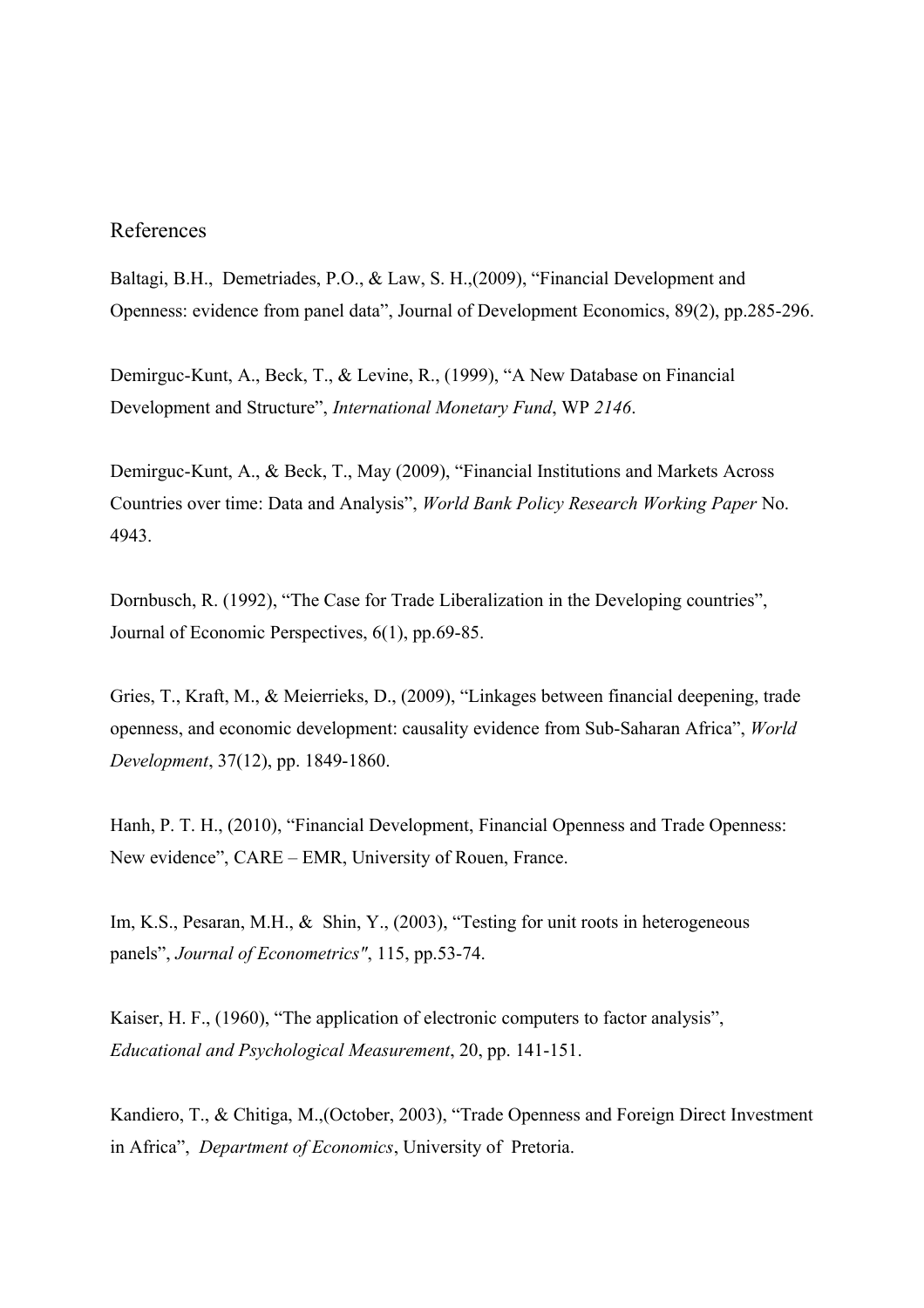# References

Baltagi, B.H., Demetriades, P.O., & Law, S. H.,(2009), "Financial Development and Openness: evidence from panel data", Journal of Development Economics, 89(2), pp.285-296.

Demirguc-Kunt, A., Beck, T., & Levine, R., (1999), "A New Database on Financial Development and Structure", *International Monetary Fund*, WP *2146*.

Demirguc-Kunt, A., & Beck, T., May (2009), "Financial Institutions and Markets Across Countries over time: Data and Analysis", *World Bank Policy Research Working Paper* No. 4943.

Dornbusch, R. (1992), "The Case for Trade Liberalization in the Developing countries", Journal of Economic Perspectives, 6(1), pp.69-85.

Gries, T., Kraft, M., & Meierrieks, D., (2009), "Linkages between financial deepening, trade openness, and economic development: causality evidence from Sub-Saharan Africa", *World Development*, 37(12), pp. 1849-1860.

Hanh, P. T. H., (2010), "Financial Development, Financial Openness and Trade Openness: New evidence", CARE – EMR, University of Rouen, France.

Im, K.S., Pesaran, M.H., & Shin, Y., (2003), "Testing for unit roots in heterogeneous panels", *Journal of Econometrics"*, 115, pp.53-74.

Kaiser, H. F., (1960), "The application of electronic computers to factor analysis", *Educational and Psychological Measurement*, 20, pp. 141-151.

Kandiero, T., & Chitiga, M.,(October, 2003), "Trade Openness and Foreign Direct Investment in Africa", *Department of Economics*, University of Pretoria.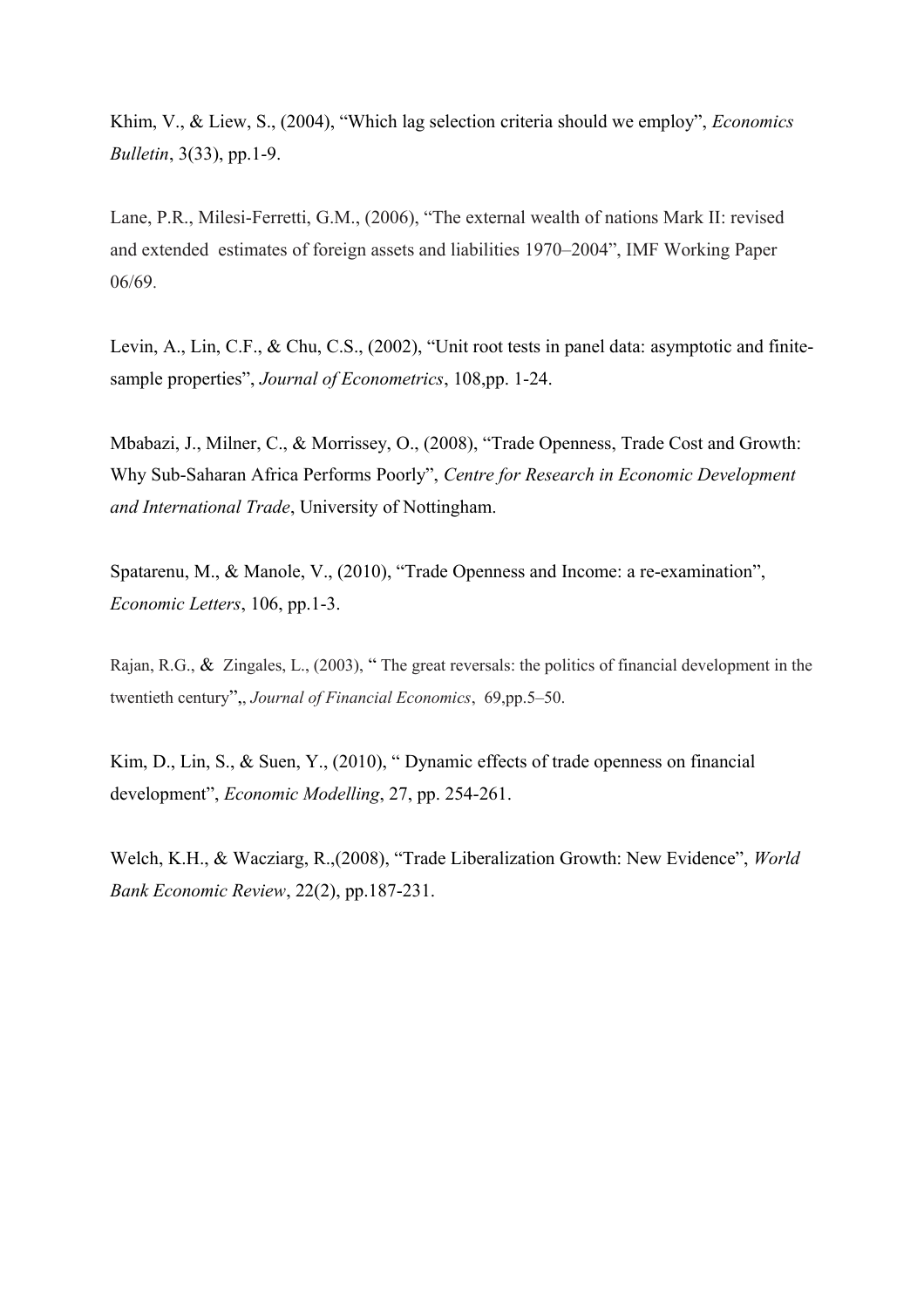Khim, V., & Liew, S., (2004), "Which lag selection criteria should we employ", *Economics Bulletin*, 3(33), pp.1-9.

Lane, P.R., Milesi-Ferretti, G.M., (2006), "The external wealth of nations Mark II: revised and extended estimates of foreign assets and liabilities 1970–2004", IMF Working Paper 06/69.

Levin, A., Lin, C.F., & Chu, C.S., (2002), "Unit root tests in panel data: asymptotic and finite-sample properties", *Journal of Econometrics*, 108,pp. 1-24.

Mbabazi, J., Milner, C., & Morrissey, O., (2008), "Trade Openness, Trade Cost and Growth: Why Sub-Saharan Africa Performs Poorly", *Centre for Research in Economic Development and International Trade*, University of Nottingham.

Spatarenu, M., & Manole, V., (2010), "Trade Openness and Income: a re-examination", *Economic Letters*, 106, pp.1-3.

Rajan, R.G., & Zingales, L., (2003), " The great reversals: the politics of financial development in the twentieth century",, *Journal of Financial Economics*, 69,pp.5–50.

Kim, D., Lin, S., & Suen, Y., (2010), " Dynamic effects of trade openness on financial development", *Economic Modelling*, 27, pp. 254-261.

Welch, K.H., & Wacziarg, R.,(2008), "Trade Liberalization Growth: New Evidence", *World Bank Economic Review*, 22(2), pp.187-231.